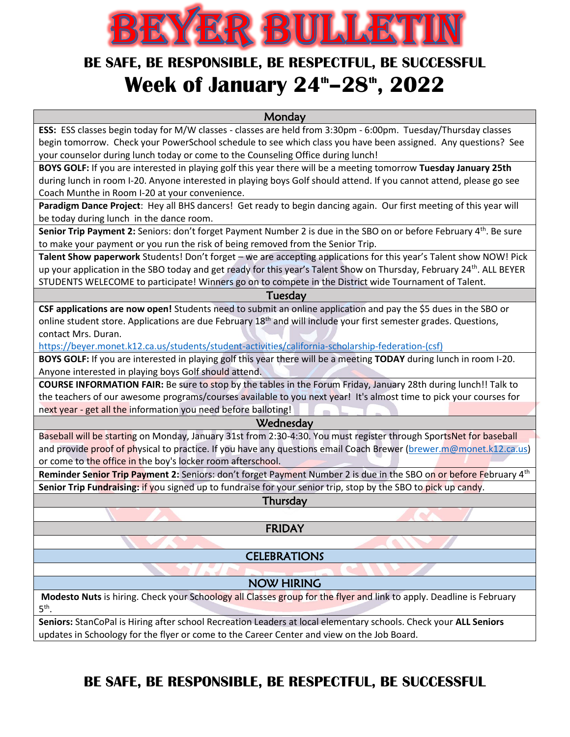# BEYER BULLETIN

## BE SAFE, BE RESPONSIBLE, BE RESPECTFUL, BE SUCCESSFUL

# Week of January 24th–28th, 2022

### Monday

**ESS:** ESS classes begin today for M/W classes - classes are held from 3:30pm - 6:00pm. Tuesday/Thursday classes begin tomorrow. Check your PowerSchool schedule to see which class you have been assigned. Any questions? See your counselor during lunch today or come to the Counseling Office during lunch!

**BOYS GOLF:** If you are interested in playing golf this year there will be a meeting tomorrow **Tuesday January 25th** during lunch in room I-20. Anyone interested in playing boys Golf should attend. If you cannot attend, please go see Coach Munthe in Room I-20 at your convenience.

**Paradigm Dance Project**: Hey all BHS dancers! Get ready to begin dancing again. Our first meeting of this year will be today during lunch in the dance room.

**Senior Trip Payment 2:** Seniors: don't forget Payment Number 2 is due in the SBO on or before February 4th. Be sure to make your payment or you run the risk of being removed from the Senior Trip.

**Talent Show paperwork** Students! Don't forget – we are accepting applications for this year's Talent show NOW! Pick up your application in the SBO today and get ready for this year's Talent Show on Thursday, February 24th. ALL BEYER STUDENTS WELECOME to participate! Winners go on to compete in the District wide Tournament of Talent.

### Tuesday

**CSF applications are now open!** Students need to submit an online application and pay the $5 dues in the SBO or online student store. Applications are due February 18th and will include your first semester grades. Questions, contact Mrs. Duran.
https://beyer.monet.k12.ca.us/students/student-activities/california-scholarship-federation-(csf)

**BOYS GOLF:** If you are interested in playing golf this year there will be a meeting **TODAY** during lunch in room I-20. Anyone interested in playing boys Golf should attend.

**COURSE INFORMATION FAIR:** Be sure to stop by the tables in the Forum Friday, January 28th during lunch!! Talk to the teachers of our awesome programs/courses available to you next year! It's almost time to pick your courses for next year - get all the information you need before balloting!

### Wednesday

Baseball will be starting on Monday, January 31st from 2:30-4:30. You must register through SportsNet for baseball and provide proof of physical to practice. If you have any questions email Coach Brewer (brewer.m@monet.k12.ca.us) or come to the office in the boy's locker room afterschool.

**Reminder Senior Trip Payment 2:** Seniors: don't forget Payment Number 2 is due in the SBO on or before February 4th

**Senior Trip Fundraising:** if you signed up to fundraise for your senior trip, stop by the SBO to pick up candy.

### Thursday

### FRIDAY

### CELEBRATIONS

### NOW HIRING

**Modesto Nuts** is hiring. Check your Schoology all Classes group for the flyer and link to apply. Deadline is February 5th.

**Seniors:** StanCoPal is Hiring after school Recreation Leaders at local elementary schools. Check your **ALL Seniors** updates in Schoology for the flyer or come to the Career Center and view on the Job Board.

## BE SAFE, BE RESPONSIBLE, BE RESPECTFUL, BE SUCCESSFUL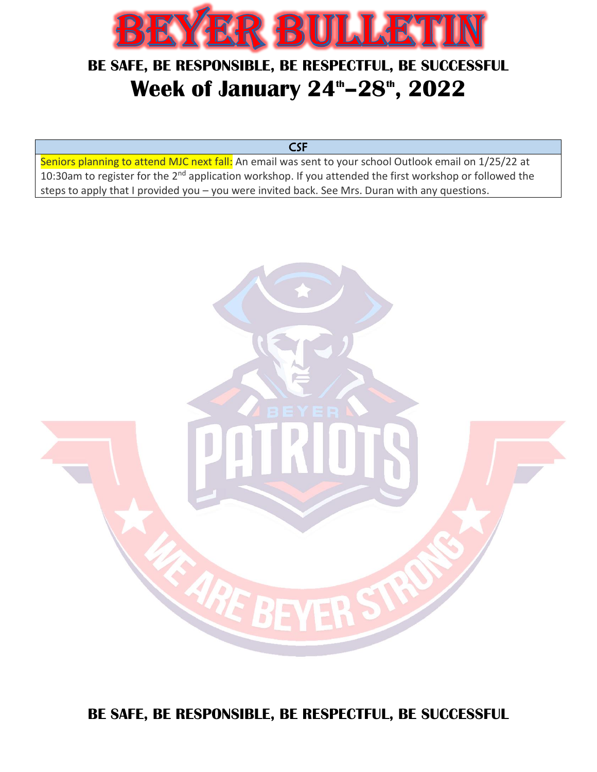# BEYER BULLETIN

## BE SAFE, BE RESPONSIBLE, BE RESPECTFUL, BE SUCCESSFUL

## Week of January 24th–28th, 2022

| CSF |
| --- |
| Seniors planning to attend MJC next fall: An email was sent to your school Outlook email on 1/25/22 at 10:30am to register for the 2nd application workshop. If you attended the first workshop or followed the steps to apply that I provided you – you were invited back. See Mrs. Duran with any questions. |

**BE SAFE, BE RESPONSIBLE, BE RESPECTFUL, BE SUCCESSFUL**